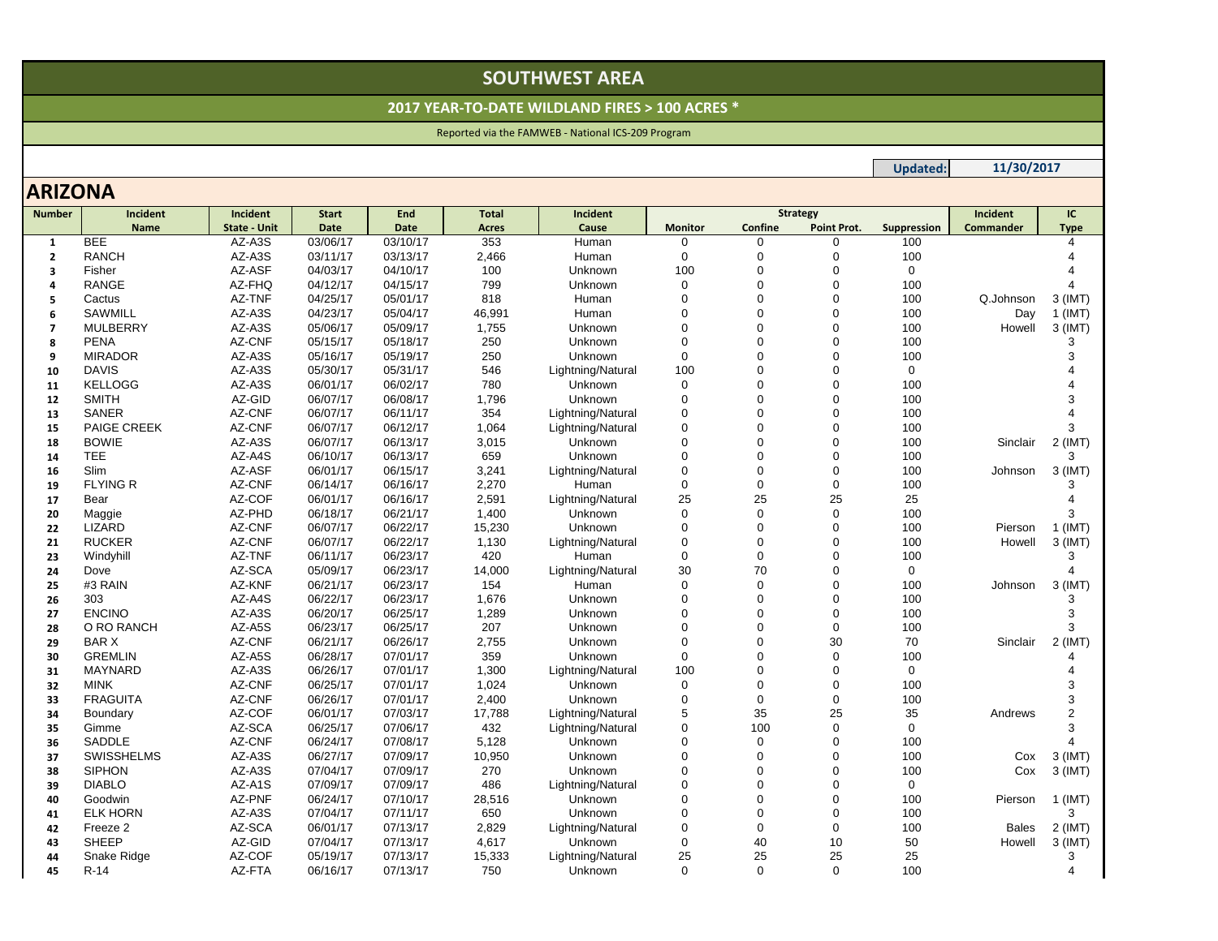# SOUTHWEST AREA

## 2017 YEAR-TO-DATE WILDLAND FIRES > 100 ACRES *

Reported via the FAMWEB - National ICS-209 Program

**Updated:** 11/30/2017

## ARIZONA

| Number | Incident Name | Incident State - Unit | Start Date | End Date | Total Acres | Incident Cause | Strategy Monitor | Confine | Point Prot. | Suppression | Incident Commander | IC Type |
|---|---|---|---|---|---|---|---|---|---|---|---|---|
| 1 | BEE | AZ-A3S | 03/06/17 | 03/10/17 | 353 | Human | 0 | 0 | 0 | 100 | | 4 |
| 2 | RANCH | AZ-A3S | 03/11/17 | 03/13/17 | 2,466 | Human | 0 | 0 | 0 | 100 | | 4 |
| 3 | Fisher | AZ-ASF | 04/03/17 | 04/10/17 | 100 | Unknown | 100 | 0 | 0 | 0 | | 4 |
| 4 | RANGE | AZ-FHQ | 04/12/17 | 04/15/17 | 799 | Unknown | 0 | 0 | 0 | 100 | | 4 |
| 5 | Cactus | AZ-TNF | 04/25/17 | 05/01/17 | 818 | Human | 0 | 0 | 0 | 100 | Q.Johnson | 3 (IMT) |
| 6 | SAWMILL | AZ-A3S | 04/23/17 | 05/04/17 | 46,991 | Human | 0 | 0 | 0 | 100 | Day | 1 (IMT) |
| 7 | MULBERRY | AZ-A3S | 05/06/17 | 05/09/17 | 1,755 | Unknown | 0 | 0 | 0 | 100 | Howell | 3 (IMT) |
| 8 | PENA | AZ-CNF | 05/15/17 | 05/18/17 | 250 | Unknown | 0 | 0 | 0 | 100 | | 3 |
| 9 | MIRADOR | AZ-A3S | 05/16/17 | 05/19/17 | 250 | Unknown | 0 | 0 | 0 | 100 | | 3 |
| 10 | DAVIS | AZ-A3S | 05/30/17 | 05/31/17 | 546 | Lightning/Natural | 100 | 0 | 0 | 0 | | 4 |
| 11 | KELLOGG | AZ-A3S | 06/01/17 | 06/02/17 | 780 | Unknown | 0 | 0 | 0 | 100 | | 4 |
| 12 | SMITH | AZ-GID | 06/07/17 | 06/08/17 | 1,796 | Unknown | 0 | 0 | 0 | 100 | | 3 |
| 13 | SANER | AZ-CNF | 06/07/17 | 06/11/17 | 354 | Lightning/Natural | 0 | 0 | 0 | 100 | | 4 |
| 15 | PAIGE CREEK | AZ-CNF | 06/07/17 | 06/12/17 | 1,064 | Lightning/Natural | 0 | 0 | 0 | 100 | | 3 |
| 18 | BOWIE | AZ-A3S | 06/07/17 | 06/13/17 | 3,015 | Unknown | 0 | 0 | 0 | 100 | Sinclair | 2 (IMT) |
| 14 | TEE | AZ-A4S | 06/10/17 | 06/13/17 | 659 | Unknown | 0 | 0 | 0 | 100 | | 3 |
| 16 | Slim | AZ-ASF | 06/01/17 | 06/15/17 | 3,241 | Lightning/Natural | 0 | 0 | 0 | 100 | Johnson | 3 (IMT) |
| 19 | FLYING R | AZ-CNF | 06/14/17 | 06/16/17 | 2,270 | Human | 0 | 0 | 0 | 100 | | 3 |
| 17 | Bear | AZ-COF | 06/01/17 | 06/16/17 | 2,591 | Lightning/Natural | 25 | 25 | 25 | 25 | | 4 |
| 20 | Maggie | AZ-PHD | 06/18/17 | 06/21/17 | 1,400 | Unknown | 0 | 0 | 0 | 100 | | 3 |
| 22 | LIZARD | AZ-CNF | 06/07/17 | 06/22/17 | 15,230 | Unknown | 0 | 0 | 0 | 100 | Pierson | 1 (IMT) |
| 21 | RUCKER | AZ-CNF | 06/07/17 | 06/22/17 | 1,130 | Lightning/Natural | 0 | 0 | 0 | 100 | Howell | 3 (IMT) |
| 23 | Windyhill | AZ-TNF | 06/11/17 | 06/23/17 | 420 | Human | 0 | 0 | 0 | 100 | | 3 |
| 24 | Dove | AZ-SCA | 05/09/17 | 06/23/17 | 14,000 | Lightning/Natural | 30 | 70 | 0 | 0 | | 4 |
| 25 | #3 RAIN | AZ-KNF | 06/21/17 | 06/23/17 | 154 | Human | 0 | 0 | 0 | 100 | Johnson | 3 (IMT) |
| 26 | 303 | AZ-A4S | 06/22/17 | 06/23/17 | 1,676 | Unknown | 0 | 0 | 0 | 100 | | 3 |
| 27 | ENCINO | AZ-A3S | 06/20/17 | 06/25/17 | 1,289 | Unknown | 0 | 0 | 0 | 100 | | 3 |
| 28 | O RO RANCH | AZ-A5S | 06/23/17 | 06/25/17 | 207 | Unknown | 0 | 0 | 0 | 100 | | 3 |
| 29 | BAR X | AZ-CNF | 06/21/17 | 06/26/17 | 2,755 | Unknown | 0 | 0 | 30 | 70 | Sinclair | 2 (IMT) |
| 30 | GREMLIN | AZ-A5S | 06/28/17 | 07/01/17 | 359 | Unknown | 0 | 0 | 0 | 100 | | 4 |
| 31 | MAYNARD | AZ-A3S | 06/26/17 | 07/01/17 | 1,300 | Lightning/Natural | 100 | 0 | 0 | 0 | | 4 |
| 32 | MINK | AZ-CNF | 06/25/17 | 07/01/17 | 1,024 | Unknown | 0 | 0 | 0 | 100 | | 3 |
| 33 | FRAGUITA | AZ-CNF | 06/26/17 | 07/01/17 | 2,400 | Unknown | 0 | 0 | 0 | 100 | | 3 |
| 34 | Boundary | AZ-COF | 06/01/17 | 07/03/17 | 17,788 | Lightning/Natural | 5 | 35 | 25 | 35 | Andrews | 2 |
| 35 | Gimme | AZ-SCA | 06/25/17 | 07/06/17 | 432 | Lightning/Natural | 0 | 100 | 0 | 0 | | 3 |
| 36 | SADDLE | AZ-CNF | 06/24/17 | 07/08/17 | 5,128 | Unknown | 0 | 0 | 0 | 100 | | 4 |
| 37 | SWISSHELMS | AZ-A3S | 06/27/17 | 07/09/17 | 10,950 | Unknown | 0 | 0 | 0 | 100 | Cox | 3 (IMT) |
| 38 | SIPHON | AZ-A3S | 07/04/17 | 07/09/17 | 270 | Unknown | 0 | 0 | 0 | 100 | Cox | 3 (IMT) |
| 39 | DIABLO | AZ-A1S | 07/09/17 | 07/09/17 | 486 | Lightning/Natural | 0 | 0 | 0 | 0 | | |
| 40 | Goodwin | AZ-PNF | 06/24/17 | 07/10/17 | 28,516 | Unknown | 0 | 0 | 0 | 100 | Pierson | 1 (IMT) |
| 41 | ELK HORN | AZ-A3S | 07/04/17 | 07/11/17 | 650 | Unknown | 0 | 0 | 0 | 100 | | 3 |
| 42 | Freeze 2 | AZ-SCA | 06/01/17 | 07/13/17 | 2,829 | Lightning/Natural | 0 | 0 | 0 | 100 | Bales | 2 (IMT) |
| 43 | SHEEP | AZ-GID | 07/04/17 | 07/13/17 | 4,617 | Unknown | 0 | 40 | 10 | 50 | Howell | 3 (IMT) |
| 44 | Snake Ridge | AZ-COF | 05/19/17 | 07/13/17 | 15,333 | Lightning/Natural | 25 | 25 | 25 | 25 | | 3 |
| 45 | R-14 | AZ-FTA | 06/16/17 | 07/13/17 | 750 | Unknown | 0 | 0 | 0 | 100 | | 4 |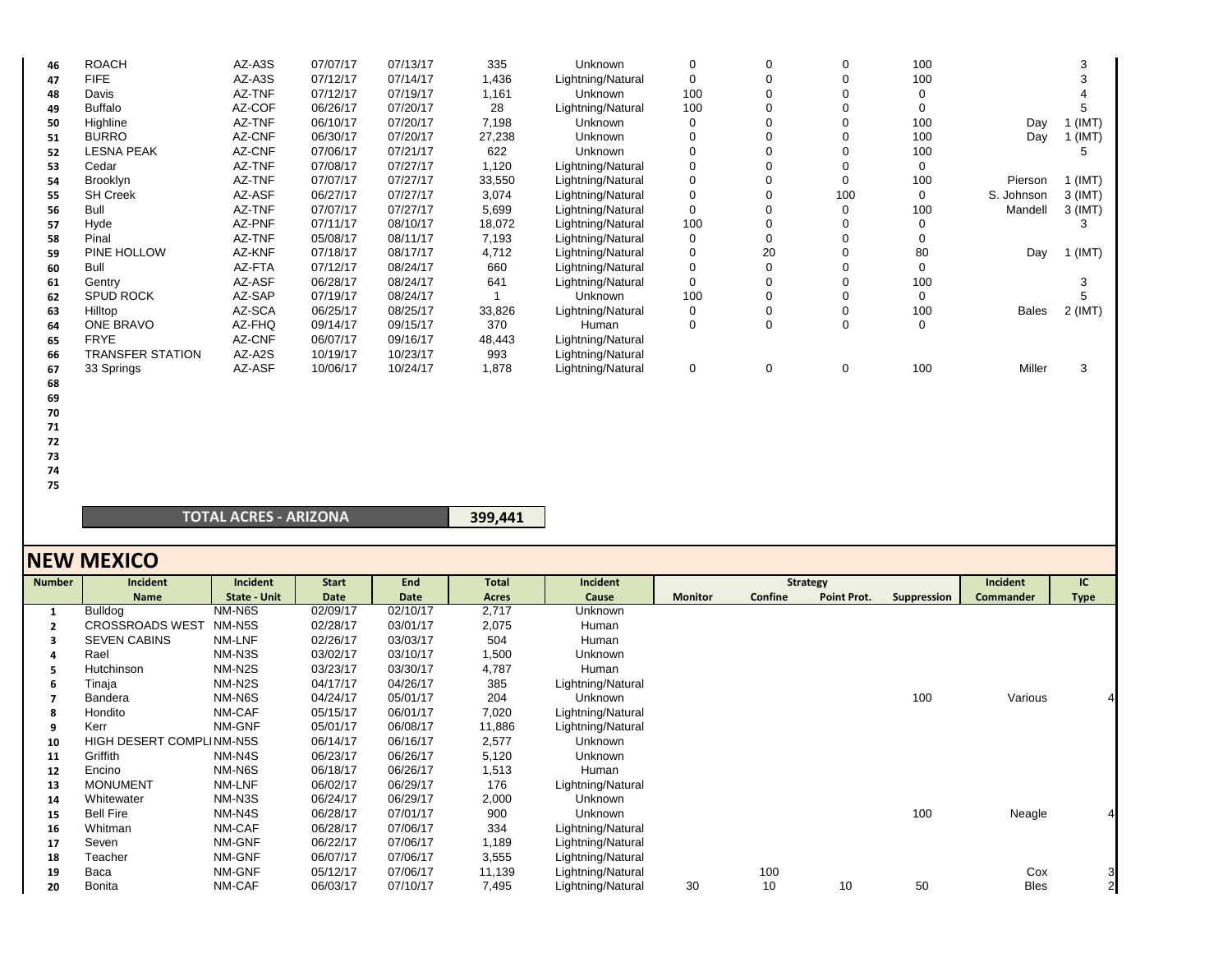| Number | Incident Name | Incident State - Unit | Start Date | End Date | Total Acres | Incident Cause | Monitor | Confine | Point Prot. | Suppression | Incident Commander | IC Type |
|---|---|---|---|---|---|---|---|---|---|---|---|---|
| 46 | ROACH | AZ-A3S | 07/07/17 | 07/13/17 | 335 | Unknown | 0 | 0 | 0 | 100 | | 3 |
| 47 | FIFE | AZ-A3S | 07/12/17 | 07/14/17 | 1,436 | Lightning/Natural | 0 | 0 | 0 | 100 | | 3 |
| 48 | Davis | AZ-TNF | 07/12/17 | 07/19/17 | 1,161 | Unknown | 100 | 0 | 0 | 0 | | 4 |
| 49 | Buffalo | AZ-COF | 06/26/17 | 07/20/17 | 28 | Lightning/Natural | 100 | 0 | 0 | 0 | | 5 |
| 50 | Highline | AZ-TNF | 06/10/17 | 07/20/17 | 7,198 | Unknown | 0 | 0 | 0 | 100 | Day | 1 (IMT) |
| 51 | BURRO | AZ-CNF | 06/30/17 | 07/20/17 | 27,238 | Unknown | 0 | 0 | 0 | 100 | Day | 1 (IMT) |
| 52 | LESNA PEAK | AZ-CNF | 07/06/17 | 07/21/17 | 622 | Unknown | 0 | 0 | 0 | 100 | | 5 |
| 53 | Cedar | AZ-TNF | 07/08/17 | 07/27/17 | 1,120 | Lightning/Natural | 0 | 0 | 0 | 0 | | |
| 54 | Brooklyn | AZ-TNF | 07/07/17 | 07/27/17 | 33,550 | Lightning/Natural | 0 | 0 | 0 | 100 | Pierson | 1 (IMT) |
| 55 | SH Creek | AZ-ASF | 06/27/17 | 07/27/17 | 3,074 | Lightning/Natural | 0 | 0 | 100 | 0 | S. Johnson | 3 (IMT) |
| 56 | Bull | AZ-TNF | 07/07/17 | 07/27/17 | 5,699 | Lightning/Natural | 0 | 0 | 0 | 100 | Mandell | 3 (IMT) |
| 57 | Hyde | AZ-PNF | 07/11/17 | 08/10/17 | 18,072 | Lightning/Natural | 100 | 0 | 0 | 0 | | 3 |
| 58 | Pinal | AZ-TNF | 05/08/17 | 08/11/17 | 7,193 | Lightning/Natural | 0 | 0 | 0 | 0 | | |
| 59 | PINE HOLLOW | AZ-KNF | 07/18/17 | 08/17/17 | 4,712 | Lightning/Natural | 0 | 20 | 0 | 80 | Day | 1 (IMT) |
| 60 | Bull | AZ-FTA | 07/12/17 | 08/24/17 | 660 | Lightning/Natural | 0 | 0 | 0 | 0 | | |
| 61 | Gentry | AZ-ASF | 06/28/17 | 08/24/17 | 641 | Lightning/Natural | 0 | 0 | 0 | 100 | | 3 |
| 62 | SPUD ROCK | AZ-SAP | 07/19/17 | 08/24/17 | 1 | Unknown | 100 | 0 | 0 | 0 | | 5 |
| 63 | Hilltop | AZ-SCA | 06/25/17 | 08/25/17 | 33,826 | Lightning/Natural | 0 | 0 | 0 | 100 | Bales | 2 (IMT) |
| 64 | ONE BRAVO | AZ-FHQ | 09/14/17 | 09/15/17 | 370 | Human | 0 | 0 | 0 | 0 | | |
| 65 | FRYE | AZ-CNF | 06/07/17 | 09/16/17 | 48,443 | Lightning/Natural | | | | | | |
| 66 | TRANSFER STATION | AZ-A2S | 10/19/17 | 10/23/17 | 993 | Lightning/Natural | | | | | | |
| 67 | 33 Springs | AZ-ASF | 10/06/17 | 10/24/17 | 1,878 | Lightning/Natural | 0 | 0 | 0 | 100 | Miller | 3 |
| 68 | | | | | | | | | | | | |
| 69 | | | | | | | | | | | | |
| 70 | | | | | | | | | | | | |
| 71 | | | | | | | | | | | | |
| 72 | | | | | | | | | | | | |
| 73 | | | | | | | | | | | | |
| 74 | | | | | | | | | | | | |
| 75 | | | | | | | | | | | | |

**TOTAL ACRES - ARIZONA** | **399,441**

## NEW MEXICO

| Number | Incident Name | Incident State - Unit | Start Date | End Date | Total Acres | Incident Cause | Strategy: Monitor | Confine | Point Prot. | Suppression | Incident Commander | IC Type |
|---|---|---|---|---|---|---|---|---|---|---|---|---|
| 1 | Bulldog | NM-N6S | 02/09/17 | 02/10/17 | 2,717 | Unknown | | | | | | |
| 2 | CROSSROADS WEST | NM-N5S | 02/28/17 | 03/01/17 | 2,075 | Human | | | | | | |
| 3 | SEVEN CABINS | NM-LNF | 02/26/17 | 03/03/17 | 504 | Human | | | | | | |
| 4 | Rael | NM-N3S | 03/02/17 | 03/10/17 | 1,500 | Unknown | | | | | | |
| 5 | Hutchinson | NM-N2S | 03/23/17 | 03/30/17 | 4,787 | Human | | | | | | |
| 6 | Tinaja | NM-N2S | 04/17/17 | 04/26/17 | 385 | Lightning/Natural | | | | | | |
| 7 | Bandera | NM-N6S | 04/24/17 | 05/01/17 | 204 | Unknown | | | | 100 | Various | 4 |
| 8 | Hondito | NM-CAF | 05/15/17 | 06/01/17 | 7,020 | Lightning/Natural | | | | | | |
| 9 | Kerr | NM-GNF | 05/01/17 | 06/08/17 | 11,886 | Lightning/Natural | | | | | | |
| 10 | HIGH DESERT COMPLI | NM-N5S | 06/14/17 | 06/16/17 | 2,577 | Unknown | | | | | | |
| 11 | Griffith | NM-N4S | 06/23/17 | 06/26/17 | 5,120 | Unknown | | | | | | |
| 12 | Encino | NM-N6S | 06/18/17 | 06/26/17 | 1,513 | Human | | | | | | |
| 13 | MONUMENT | NM-LNF | 06/02/17 | 06/29/17 | 176 | Lightning/Natural | | | | | | |
| 14 | Whitewater | NM-N3S | 06/24/17 | 06/29/17 | 2,000 | Unknown | | | | | | |
| 15 | Bell Fire | NM-N4S | 06/28/17 | 07/01/17 | 900 | Unknown | | | | 100 | Neagle | 4 |
| 16 | Whitman | NM-CAF | 06/28/17 | 07/06/17 | 334 | Lightning/Natural | | | | | | |
| 17 | Seven | NM-GNF | 06/22/17 | 07/06/17 | 1,189 | Lightning/Natural | | | | | | |
| 18 | Teacher | NM-GNF | 06/07/17 | 07/06/17 | 3,555 | Lightning/Natural | | | | | | |
| 19 | Baca | NM-GNF | 05/12/17 | 07/06/17 | 11,139 | Lightning/Natural | | 100 | | | Cox | 3 |
| 20 | Bonita | NM-CAF | 06/03/17 | 07/10/17 | 7,495 | Lightning/Natural | 30 | 10 | 10 | 50 | Bles | 2 |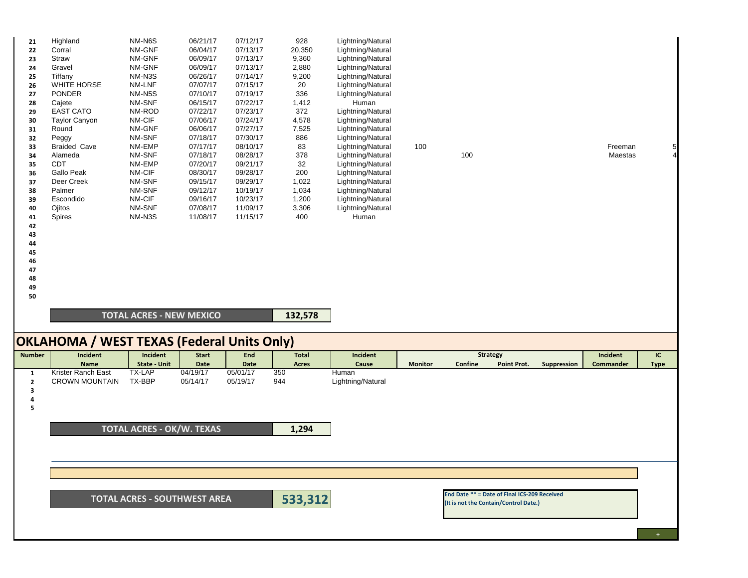| | | | | | | | | | | | | |
|---|---|---|---|---|---|---|---|---|---|---|---|---|
| 21 | Highland | NM-N6S | 06/21/17 | 07/12/17 | 928 | Lightning/Natural | | | | | | |
| 22 | Corral | NM-GNF | 06/04/17 | 07/13/17 | 20,350 | Lightning/Natural | | | | | | |
| 23 | Straw | NM-GNF | 06/09/17 | 07/13/17 | 9,360 | Lightning/Natural | | | | | | |
| 24 | Gravel | NM-GNF | 06/09/17 | 07/13/17 | 2,880 | Lightning/Natural | | | | | | |
| 25 | Tiffany | NM-N3S | 06/26/17 | 07/14/17 | 9,200 | Lightning/Natural | | | | | | |
| 26 | WHITE HORSE | NM-LNF | 07/07/17 | 07/15/17 | 20 | Lightning/Natural | | | | | | |
| 27 | PONDER | NM-N5S | 07/10/17 | 07/19/17 | 336 | Lightning/Natural | | | | | | |
| 28 | Cajete | NM-SNF | 06/15/17 | 07/22/17 | 1,412 | Human | | | | | | |
| 29 | EAST CATO | NM-ROD | 07/22/17 | 07/23/17 | 372 | Lightning/Natural | | | | | | |
| 30 | Taylor Canyon | NM-CIF | 07/06/17 | 07/24/17 | 4,578 | Lightning/Natural | | | | | | |
| 31 | Round | NM-GNF | 06/06/17 | 07/27/17 | 7,525 | Lightning/Natural | | | | | | |
| 32 | Peggy | NM-SNF | 07/18/17 | 07/30/17 | 886 | Lightning/Natural | | | | | | |
| 33 | Braided Cave | NM-EMP | 07/17/17 | 08/10/17 | 83 | Lightning/Natural | 100 | | | | Freeman | 5 |
| 34 | Alameda | NM-SNF | 07/18/17 | 08/28/17 | 378 | Lightning/Natural | | 100 | | | Maestas | 4 |
| 35 | CDT | NM-EMP | 07/20/17 | 09/21/17 | 32 | Lightning/Natural | | | | | | |
| 36 | Gallo Peak | NM-CIF | 08/30/17 | 09/28/17 | 200 | Lightning/Natural | | | | | | |
| 37 | Deer Creek | NM-SNF | 09/15/17 | 09/29/17 | 1,022 | Lightning/Natural | | | | | | |
| 38 | Palmer | NM-SNF | 09/12/17 | 10/19/17 | 1,034 | Lightning/Natural | | | | | | |
| 39 | Escondido | NM-CIF | 09/16/17 | 10/23/17 | 1,200 | Lightning/Natural | | | | | | |
| 40 | Ojitos | NM-SNF | 07/08/17 | 11/09/17 | 3,306 | Lightning/Natural | | | | | | |
| 41 | Spires | NM-N3S | 11/08/17 | 11/15/17 | 400 | Human | | | | | | |
| 42 | | | | | | | | | | | | |
| 43 | | | | | | | | | | | | |
| 44 | | | | | | | | | | | | |
| 45 | | | | | | | | | | | | |
| 46 | | | | | | | | | | | | |
| 47 | | | | | | | | | | | | |
| 48 | | | | | | | | | | | | |
| 49 | | | | | | | | | | | | |
| 50 | | | | | | | | | | | | |

**TOTAL ACRES - NEW MEXICO** **132,578**

## OKLAHOMA / WEST TEXAS (Federal Units Only)

| Number | Incident Name | Incident State - Unit | Start Date | End Date | Total Acres | Incident Cause | Strategy | | | | Incident Commander | IC Type |
|---|---|---|---|---|---|---|---|---|---|---|---|---|
| | | | | | | | Monitor | Confine | Point Prot. | Suppression | | |
| 1 | Krister Ranch East | TX-LAP | 04/19/17 | 05/01/17 | 350 | Human | | | | | | |
| 2 | CROWN MOUNTAIN | TX-BBP | 05/14/17 | 05/19/17 | 944 | Lightning/Natural | | | | | | |
| 3 | | | | | | | | | | | | |
| 4 | | | | | | | | | | | | |
| 5 | | | | | | | | | | | | |

**TOTAL ACRES - OK/W. TEXAS** **1,294**

**TOTAL ACRES - SOUTHWEST AREA** **533,312**

**End Date ** = Date of Final ICS-209 Received**
**(It is not the Contain/Control Date.)**